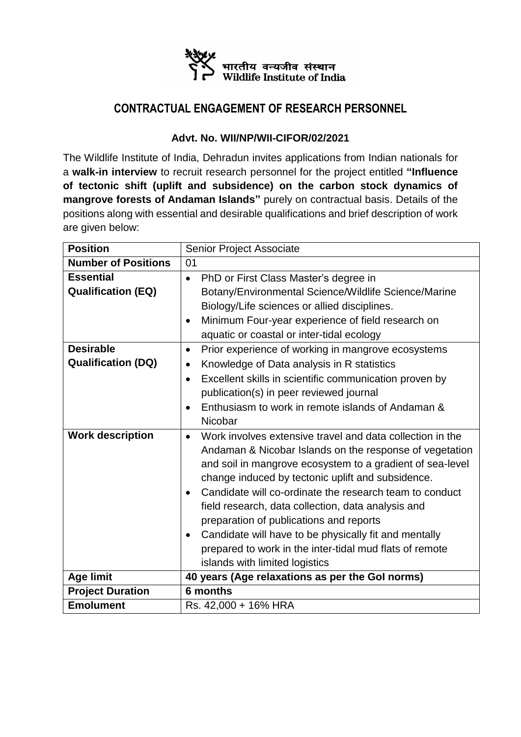भारतीय वन्यजीव संस्थान
Wildlife Institute of India

# CONTRACTUAL ENGAGEMENT OF RESEARCH PERSONNEL

**Advt. No. WII/NP/WII-CIFOR/02/2021**

The Wildlife Institute of India, Dehradun invites applications from Indian nationals for a **walk-in interview** to recruit research personnel for the project entitled **"Influence of tectonic shift (uplift and subsidence) on the carbon stock dynamics of mangrove forests of Andaman Islands"** purely on contractual basis. Details of the positions along with essential and desirable qualifications and brief description of work are given below:

| **Position** | Senior Project Associate |
|---|---|
| **Number of Positions** | 01 |
| **Essential Qualification (EQ)** | • PhD or First Class Master's degree in Botany/Environmental Science/Wildlife Science/Marine Biology/Life sciences or allied disciplines.<br>• Minimum Four-year experience of field research on aquatic or coastal or inter-tidal ecology |
| **Desirable Qualification (DQ)** | • Prior experience of working in mangrove ecosystems<br>• Knowledge of Data analysis in R statistics<br>• Excellent skills in scientific communication proven by publication(s) in peer reviewed journal<br>• Enthusiasm to work in remote islands of Andaman & Nicobar |
| **Work description** | • Work involves extensive travel and data collection in the Andaman & Nicobar Islands on the response of vegetation and soil in mangrove ecosystem to a gradient of sea-level change induced by tectonic uplift and subsidence.<br>• Candidate will co-ordinate the research team to conduct field research, data collection, data analysis and preparation of publications and reports<br>• Candidate will have to be physically fit and mentally prepared to work in the inter-tidal mud flats of remote islands with limited logistics |
| **Age limit** | **40 years (Age relaxations as per the GoI norms)** |
| **Project Duration** | **6 months** |
| **Emolument** | Rs. 42,000 + 16% HRA |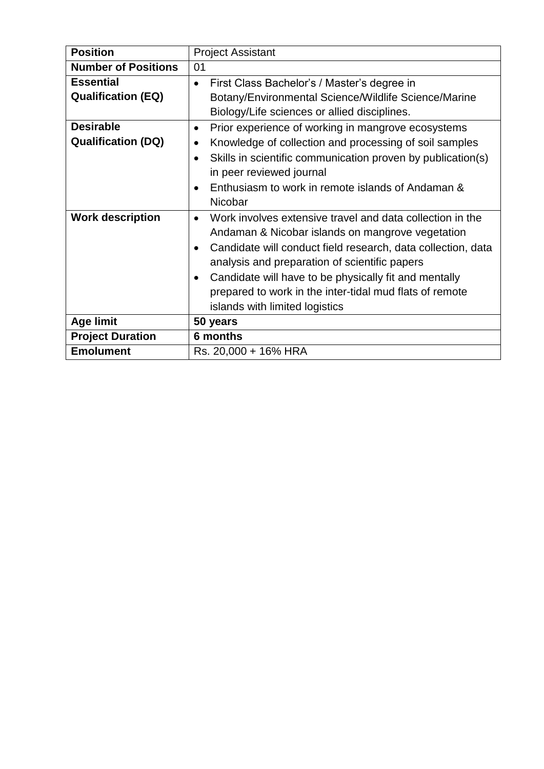| **Position** | Project Assistant |
|---|---|
| **Number of Positions** | 01 |
| **Essential Qualification (EQ)** | • First Class Bachelor's / Master's degree in Botany/Environmental Science/Wildlife Science/Marine Biology/Life sciences or allied disciplines. |
| **Desirable Qualification (DQ)** | • Prior experience of working in mangrove ecosystems<br>• Knowledge of collection and processing of soil samples<br>• Skills in scientific communication proven by publication(s) in peer reviewed journal<br>• Enthusiasm to work in remote islands of Andaman & Nicobar |
| **Work description** | • Work involves extensive travel and data collection in the Andaman & Nicobar islands on mangrove vegetation<br>• Candidate will conduct field research, data collection, data analysis and preparation of scientific papers<br>• Candidate will have to be physically fit and mentally prepared to work in the inter-tidal mud flats of remote islands with limited logistics |
| **Age limit** | **50 years** |
| **Project Duration** | **6 months** |
| **Emolument** | Rs. 20,000 + 16% HRA |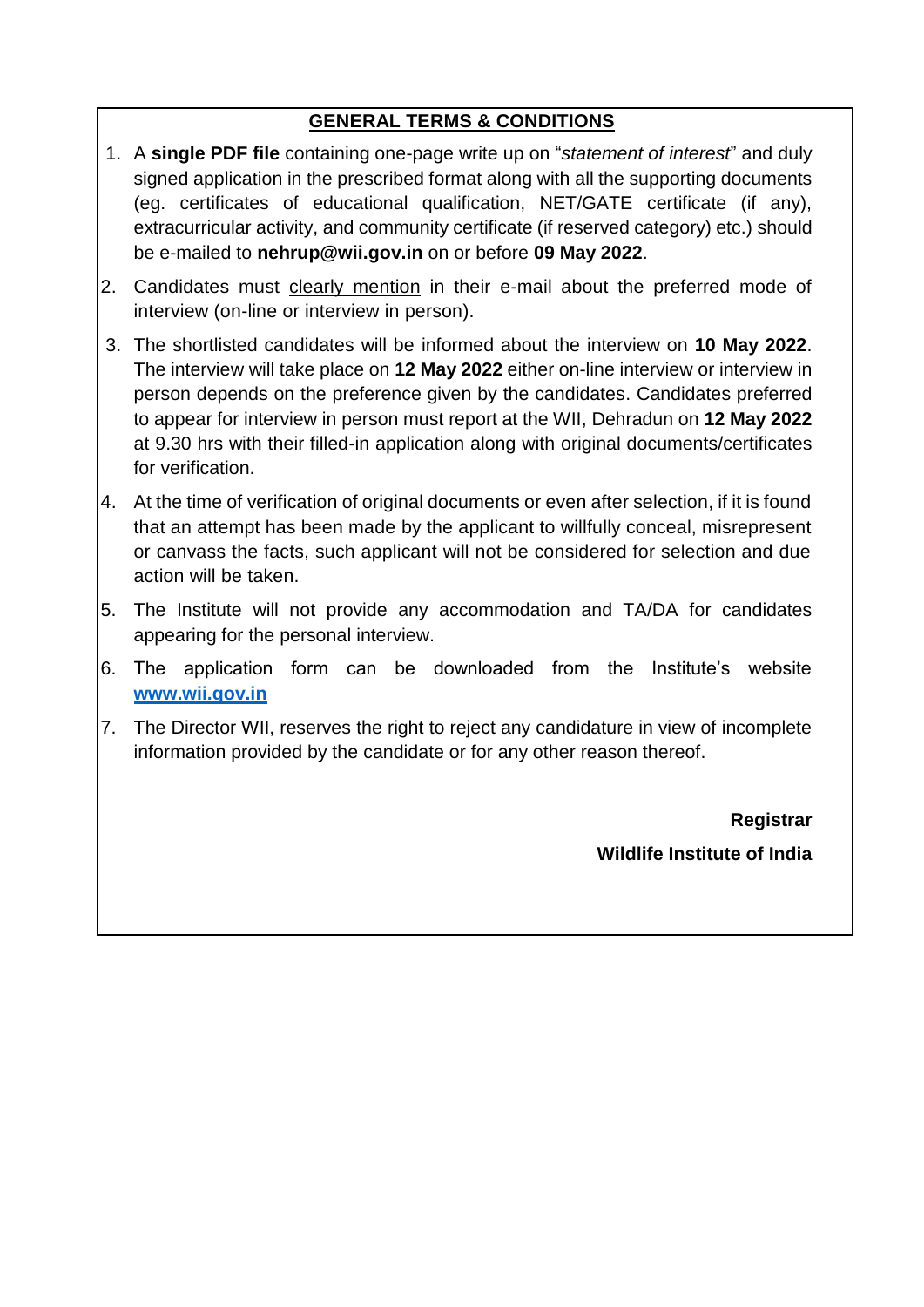## GENERAL TERMS & CONDITIONS

1. A **single PDF file** containing one-page write up on "*statement of interest*" and duly signed application in the prescribed format along with all the supporting documents (eg. certificates of educational qualification, NET/GATE certificate (if any), extracurricular activity, and community certificate (if reserved category) etc.) should be e-mailed to **nehrup@wii.gov.in** on or before **09 May 2022**.
2. Candidates must clearly mention in their e-mail about the preferred mode of interview (on-line or interview in person).
3. The shortlisted candidates will be informed about the interview on **10 May 2022**. The interview will take place on **12 May 2022** either on-line interview or interview in person depends on the preference given by the candidates. Candidates preferred to appear for interview in person must report at the WII, Dehradun on **12 May 2022** at 9.30 hrs with their filled-in application along with original documents/certificates for verification.
4. At the time of verification of original documents or even after selection, if it is found that an attempt has been made by the applicant to willfully conceal, misrepresent or canvass the facts, such applicant will not be considered for selection and due action will be taken.
5. The Institute will not provide any accommodation and TA/DA for candidates appearing for the personal interview.
6. The application form can be downloaded from the Institute's website **www.wii.gov.in**
7. The Director WII, reserves the right to reject any candidature in view of incomplete information provided by the candidate or for any other reason thereof.

**Registrar**

**Wildlife Institute of India**